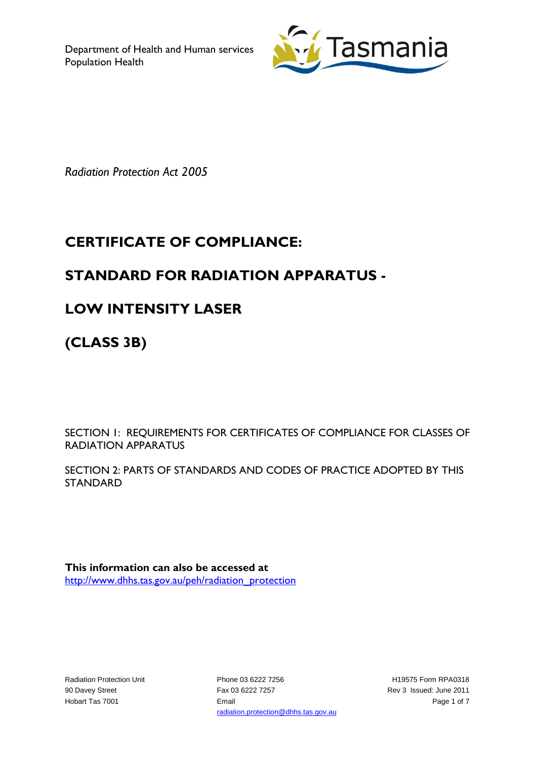Department of Health and Human services
Population Health

*Radiation Protection Act 2005*

# CERTIFICATE OF COMPLIANCE:

# STANDARD FOR RADIATION APPARATUS -

# LOW INTENSITY LASER

# (CLASS 3B)

SECTION 1: REQUIREMENTS FOR CERTIFICATES OF COMPLIANCE FOR CLASSES OF RADIATION APPARATUS

SECTION 2: PARTS OF STANDARDS AND CODES OF PRACTICE ADOPTED BY THIS STANDARD

**This information can also be accessed at**
[http://www.dhhs.tas.gov.au/peh/radiation_protection](http://www.dhhs.tas.gov.au/peh/radiation_protection)

Radiation Protection Unit
90 Davey Street
Hobart Tas 7001

Phone 03 6222 7256
Fax 03 6222 7257
Email
radiation.protection@dhhs.tas.gov.au

H19575 Form RPA0318
Rev 3 Issued: June 2011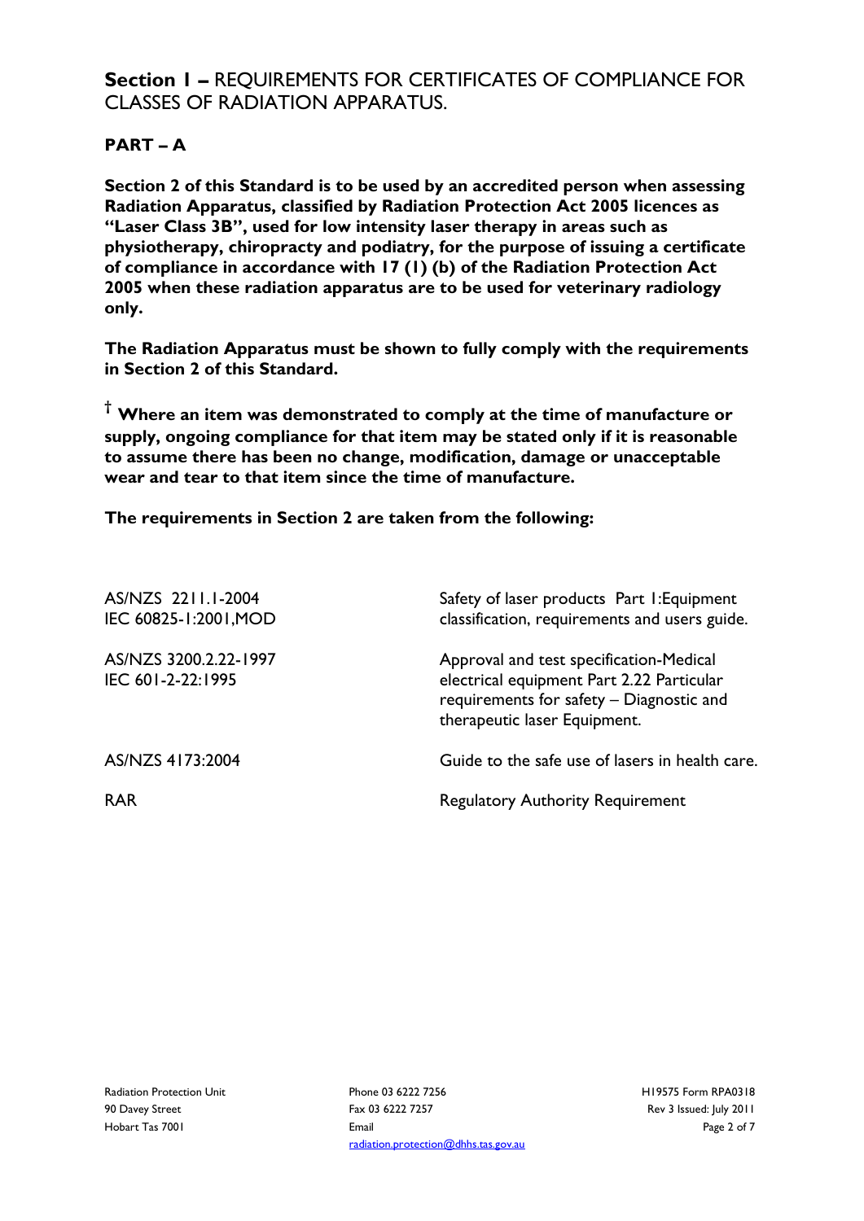## **Section 1 –** REQUIREMENTS FOR CERTIFICATES OF COMPLIANCE FOR CLASSES OF RADIATION APPARATUS.

### **PART – A**

**Section 2 of this Standard is to be used by an accredited person when assessing Radiation Apparatus, classified by Radiation Protection Act 2005 licences as "Laser Class 3B", used for low intensity laser therapy in areas such as physiotherapy, chiropracty and podiatry, for the purpose of issuing a certificate of compliance in accordance with 17 (1) (b) of the Radiation Protection Act 2005 when these radiation apparatus are to be used for veterinary radiology only.**

**The Radiation Apparatus must be shown to fully comply with the requirements in Section 2 of this Standard.**

**† Where an item was demonstrated to comply at the time of manufacture or supply, ongoing compliance for that item may be stated only if it is reasonable to assume there has been no change, modification, damage or unacceptable wear and tear to that item since the time of manufacture.**

**The requirements in Section 2 are taken from the following:**

| | |
|---|---|
| AS/NZS 2211.1-2004<br>IEC 60825-1:2001,MOD | Safety of laser products Part 1:Equipment classification, requirements and users guide. |
| AS/NZS 3200.2.22-1997<br>IEC 601-2-22:1995 | Approval and test specification-Medical electrical equipment Part 2.22 Particular requirements for safety – Diagnostic and therapeutic laser Equipment. |
| AS/NZS 4173:2004 | Guide to the safe use of lasers in health care. |
| RAR | Regulatory Authority Requirement |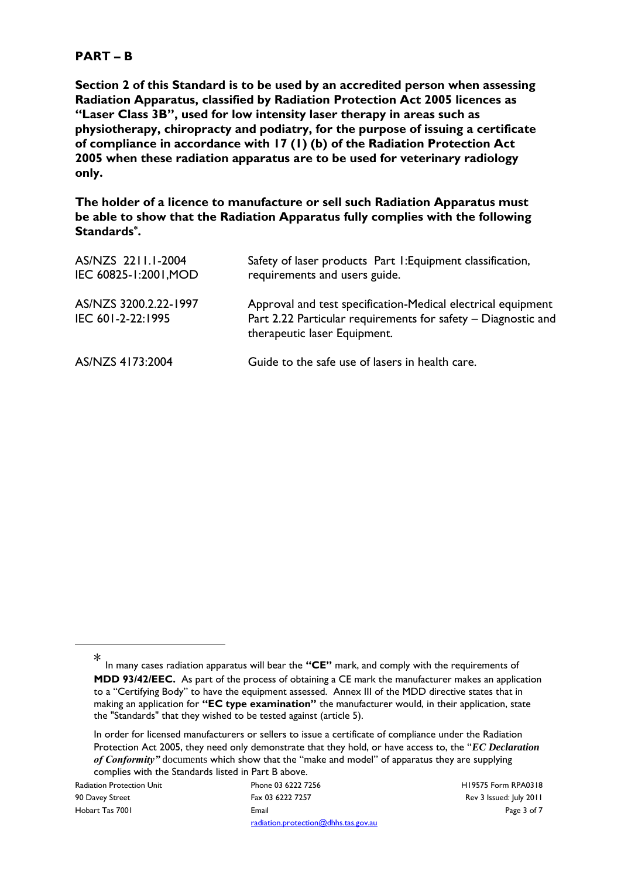## PART – B

**Section 2 of this Standard is to be used by an accredited person when assessing Radiation Apparatus, classified by Radiation Protection Act 2005 licences as "Laser Class 3B", used for low intensity laser therapy in areas such as physiotherapy, chiropracty and podiatry, for the purpose of issuing a certificate of compliance in accordance with 17 (1) (b) of the Radiation Protection Act 2005 when these radiation apparatus are to be used for veterinary radiology only.**

**The holder of a licence to manufacture or sell such Radiation Apparatus must be able to show that the Radiation Apparatus fully complies with the following Standards*.**

| | |
|---|---|
| AS/NZS 2211.1-2004<br>IEC 60825-1:2001,MOD | Safety of laser products Part 1:Equipment classification, requirements and users guide. |
| AS/NZS 3200.2.22-1997<br>IEC 601-2-22:1995 | Approval and test specification-Medical electrical equipment Part 2.22 Particular requirements for safety – Diagnostic and therapeutic laser Equipment. |
| AS/NZS 4173:2004 | Guide to the safe use of lasers in health care. |

---

* In many cases radiation apparatus will bear the **"CE"** mark, and comply with the requirements of **MDD 93/42/EEC.** As part of the process of obtaining a CE mark the manufacturer makes an application to a "Certifying Body" to have the equipment assessed. Annex III of the MDD directive states that in making an application for **"EC type examination"** the manufacturer would, in their application, state the "Standards" that they wished to be tested against (article 5).

In order for licensed manufacturers or sellers to issue a certificate of compliance under the Radiation Protection Act 2005, they need only demonstrate that they hold, or have access to, the "***EC Declaration of Conformity"*** documents which show that the "make and model" of apparatus they are supplying complies with the Standards listed in Part B above.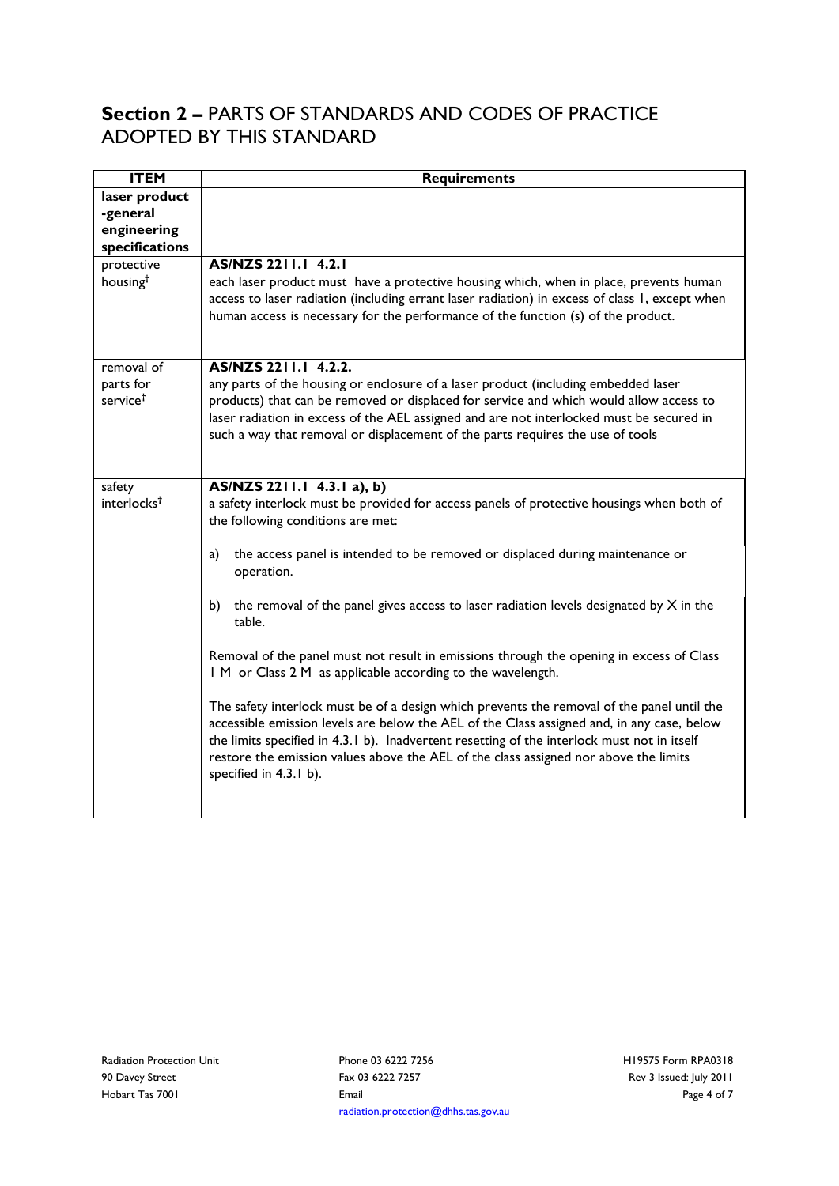## **Section 2 –** PARTS OF STANDARDS AND CODES OF PRACTICE ADOPTED BY THIS STANDARD

| ITEM | Requirements |
| --- | --- |
| **laser product -general engineering specifications** | |
| protective housing† | **AS/NZS 2211.1 4.2.1**<br>each laser product must have a protective housing which, when in place, prevents human access to laser radiation (including errant laser radiation) in excess of class 1, except when human access is necessary for the performance of the function (s) of the product. |
| removal of parts for service† | **AS/NZS 2211.1 4.2.2.**<br>any parts of the housing or enclosure of a laser product (including embedded laser products) that can be removed or displaced for service and which would allow access to laser radiation in excess of the AEL assigned and are not interlocked must be secured in such a way that removal or displacement of the parts requires the use of tools |
| safety interlocks† | **AS/NZS 2211.1 4.3.1 a), b)**<br>a safety interlock must be provided for access panels of protective housings when both of the following conditions are met:<br><br>a) the access panel is intended to be removed or displaced during maintenance or operation.<br><br>b) the removal of the panel gives access to laser radiation levels designated by X in the table.<br><br>Removal of the panel must not result in emissions through the opening in excess of Class 1 M or Class 2 M as applicable according to the wavelength.<br><br>The safety interlock must be of a design which prevents the removal of the panel until the accessible emission levels are below the AEL of the Class assigned and, in any case, below the limits specified in 4.3.1 b). Inadvertent resetting of the interlock must not in itself restore the emission values above the AEL of the class assigned nor above the limits specified in 4.3.1 b). |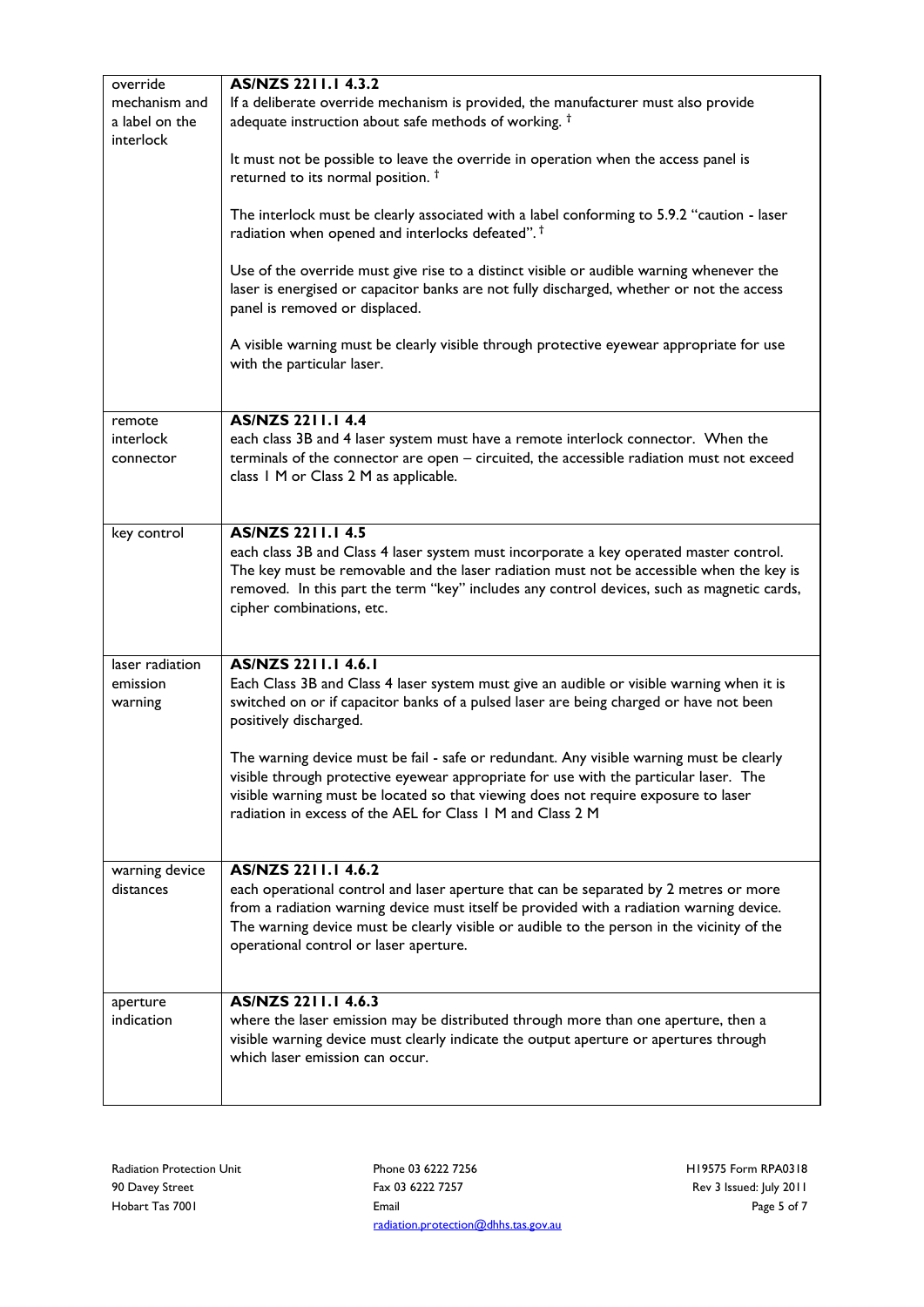| | |
|---|---|
| override mechanism and a label on the interlock | **AS/NZS 2211.1 4.3.2**<br>If a deliberate override mechanism is provided, the manufacturer must also provide adequate instruction about safe methods of working. †<br><br>It must not be possible to leave the override in operation when the access panel is returned to its normal position. †<br><br>The interlock must be clearly associated with a label conforming to 5.9.2 "caution - laser radiation when opened and interlocks defeated". †<br><br>Use of the override must give rise to a distinct visible or audible warning whenever the laser is energised or capacitor banks are not fully discharged, whether or not the access panel is removed or displaced.<br><br>A visible warning must be clearly visible through protective eyewear appropriate for use with the particular laser. |
| remote interlock connector | **AS/NZS 2211.1 4.4**<br>each class 3B and 4 laser system must have a remote interlock connector. When the terminals of the connector are open – circuited, the accessible radiation must not exceed class 1 M or Class 2 M as applicable. |
| key control | **AS/NZS 2211.1 4.5**<br>each class 3B and Class 4 laser system must incorporate a key operated master control. The key must be removable and the laser radiation must not be accessible when the key is removed. In this part the term "key" includes any control devices, such as magnetic cards, cipher combinations, etc. |
| laser radiation emission warning | **AS/NZS 2211.1 4.6.1**<br>Each Class 3B and Class 4 laser system must give an audible or visible warning when it is switched on or if capacitor banks of a pulsed laser are being charged or have not been positively discharged.<br><br>The warning device must be fail - safe or redundant. Any visible warning must be clearly visible through protective eyewear appropriate for use with the particular laser. The visible warning must be located so that viewing does not require exposure to laser radiation in excess of the AEL for Class 1 M and Class 2 M |
| warning device distances | **AS/NZS 2211.1 4.6.2**<br>each operational control and laser aperture that can be separated by 2 metres or more from a radiation warning device must itself be provided with a radiation warning device. The warning device must be clearly visible or audible to the person in the vicinity of the operational control or laser aperture. |
| aperture indication | **AS/NZS 2211.1 4.6.3**<br>where the laser emission may be distributed through more than one aperture, then a visible warning device must clearly indicate the output aperture or apertures through which laser emission can occur. |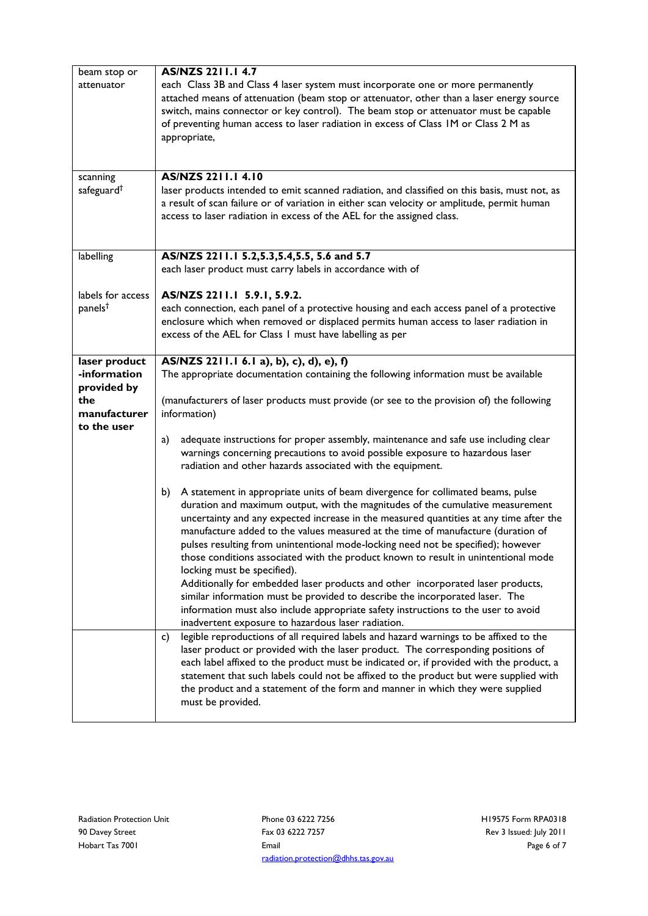| | |
|---|---|
| beam stop or attenuator | **AS/NZS 2211.1 4.7**<br>each Class 3B and Class 4 laser system must incorporate one or more permanently attached means of attenuation (beam stop or attenuator, other than a laser energy source switch, mains connector or key control). The beam stop or attenuator must be capable of preventing human access to laser radiation in excess of Class 1M or Class 2 M as appropriate, |
| scanning safeguard† | **AS/NZS 2211.1 4.10**<br>laser products intended to emit scanned radiation, and classified on this basis, must not, as a result of scan failure or of variation in either scan velocity or amplitude, permit human access to laser radiation in excess of the AEL for the assigned class. |
| labelling<br><br>labels for access panels† | **AS/NZS 2211.1 5.2,5.3,5.4,5.5, 5.6 and 5.7**<br>each laser product must carry labels in accordance with of<br><br>**AS/NZS 2211.1 5.9.1, 5.9.2.**<br>each connection, each panel of a protective housing and each access panel of a protective enclosure which when removed or displaced permits human access to laser radiation in excess of the AEL for Class 1 must have labelling as per |
| **laser product -information provided by the manufacturer to the user** | **AS/NZS 2211.1 6.1 a), b), c), d), e), f)**<br>The appropriate documentation containing the following information must be available<br><br>(manufacturers of laser products must provide (or see to the provision of) the following information)<br><br>a) adequate instructions for proper assembly, maintenance and safe use including clear warnings concerning precautions to avoid possible exposure to hazardous laser radiation and other hazards associated with the equipment.<br><br>b) A statement in appropriate units of beam divergence for collimated beams, pulse duration and maximum output, with the magnitudes of the cumulative measurement uncertainty and any expected increase in the measured quantities at any time after the manufacture added to the values measured at the time of manufacture (duration of pulses resulting from unintentional mode-locking need not be specified); however those conditions associated with the product known to result in unintentional mode locking must be specified).<br>Additionally for embedded laser products and other incorporated laser products, similar information must be provided to describe the incorporated laser. The information must also include appropriate safety instructions to the user to avoid inadvertent exposure to hazardous laser radiation. |
| | c) legible reproductions of all required labels and hazard warnings to be affixed to the laser product or provided with the laser product. The corresponding positions of each label affixed to the product must be indicated or, if provided with the product, a statement that such labels could not be affixed to the product but were supplied with the product and a statement of the form and manner in which they were supplied must be provided. |

Radiation Protection Unit
90 Davey Street
Hobart Tas 7001

Phone 03 6222 7256
Fax 03 6222 7257
Email
radiation.protection@dhhs.tas.gov.au

H19575 Form RPA0318
Rev 3 Issued: July 2011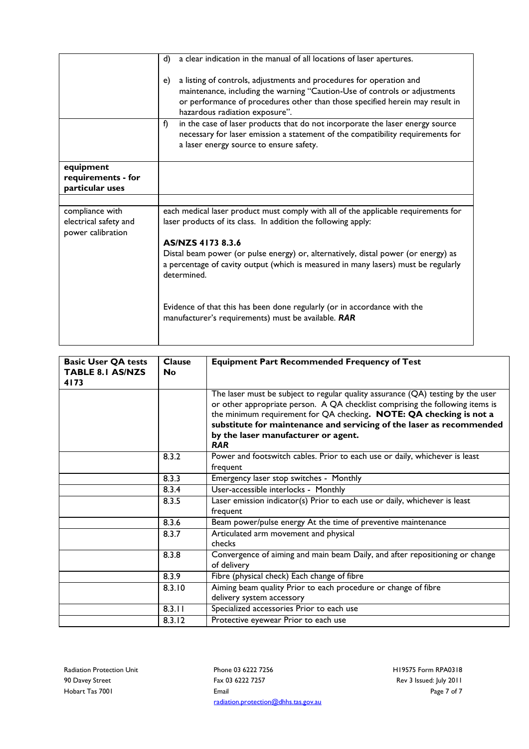| | |
|---|---|
| | d) a clear indication in the manual of all locations of laser apertures.<br><br>e) a listing of controls, adjustments and procedures for operation and maintenance, including the warning "Caution-Use of controls or adjustments or performance of procedures other than those specified herein may result in hazardous radiation exposure". |
| | f) in the case of laser products that do not incorporate the laser energy source necessary for laser emission a statement of the compatibility requirements for a laser energy source to ensure safety. |
| **equipment requirements - for particular uses** | |
| | |
| compliance with electrical safety and power calibration | each medical laser product must comply with all of the applicable requirements for laser products of its class. In addition the following apply:<br><br>**AS/NZS 4173 8.3.6**<br>Distal beam power (or pulse energy) or, alternatively, distal power (or energy) as a percentage of cavity output (which is measured in many lasers) must be regularly determined.<br><br>Evidence of that this has been done regularly (or in accordance with the manufacturer's requirements) must be available. ***RAR*** |

| **Basic User QA tests TABLE 8.1 AS/NZS 4173** | **Clause No** | **Equipment Part Recommended Frequency of Test** |
|---|---|---|
| | | The laser must be subject to regular quality assurance (QA) testing by the user or other appropriate person. A QA checklist comprising the following items is the minimum requirement for QA checking**. NOTE: QA checking is not a substitute for maintenance and servicing of the laser as recommended by the laser manufacturer or agent.** ***RAR*** |
| | 8.3.2 | Power and footswitch cables. Prior to each use or daily, whichever is least frequent |
| | 8.3.3 | Emergency laser stop switches - Monthly |
| | 8.3.4 | User-accessible interlocks - Monthly |
| | 8.3.5 | Laser emission indicator(s) Prior to each use or daily, whichever is least frequent |
| | 8.3.6 | Beam power/pulse energy At the time of preventive maintenance |
| | 8.3.7 | Articulated arm movement and physical checks |
| | 8.3.8 | Convergence of aiming and main beam Daily, and after repositioning or change of delivery |
| | 8.3.9 | Fibre (physical check) Each change of fibre |
| | 8.3.10 | Aiming beam quality Prior to each procedure or change of fibre delivery system accessory |
| | 8.3.11 | Specialized accessories Prior to each use |
| | 8.3.12 | Protective eyewear Prior to each use |